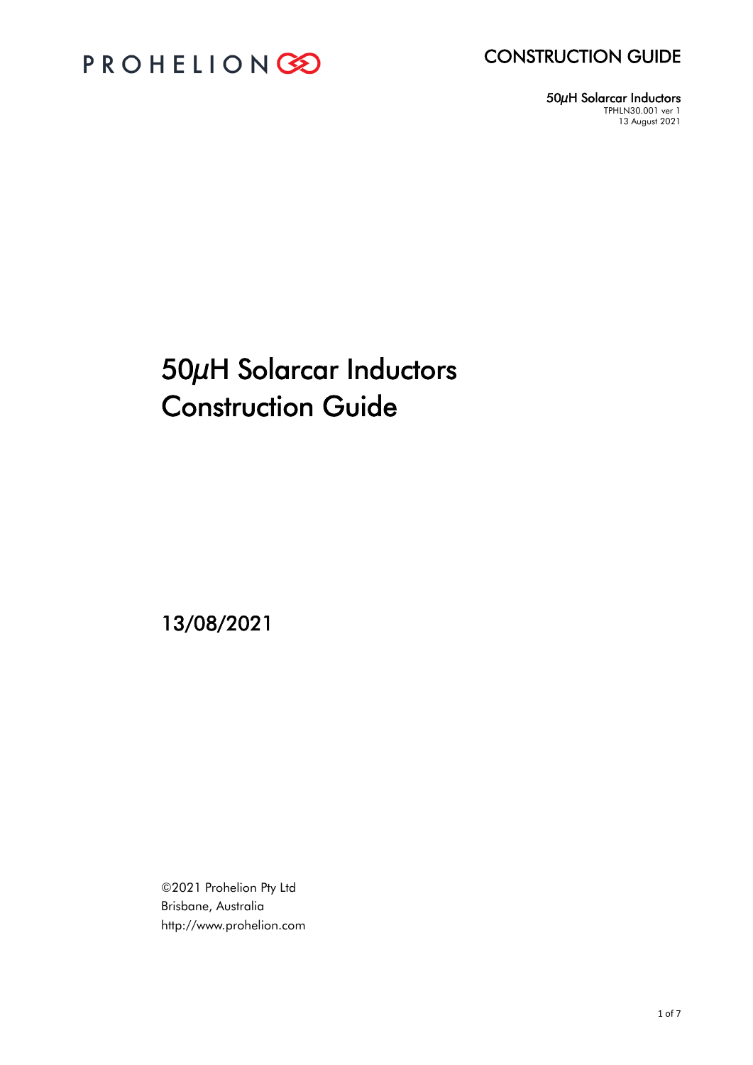# 50μH Solarcar Inductors Construction Guide

13/08/2021

©2021 Prohelion Pty Ltd
Brisbane, Australia
http://www.prohelion.com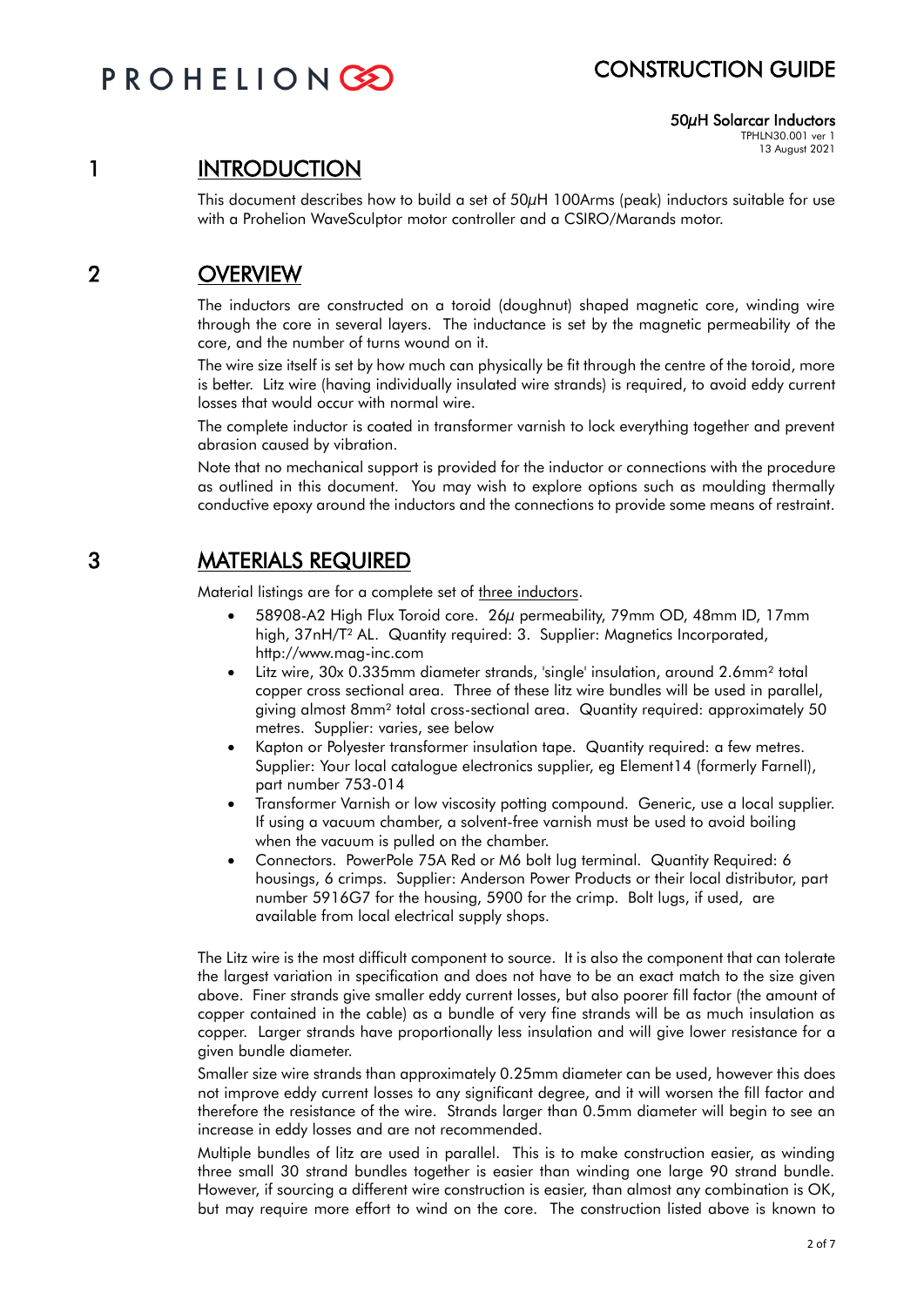# CONSTRUCTION GUIDE

**50µH Solarcar Inductors**
TPHLN30.001 ver 1
13 August 2021

## 1 INTRODUCTION

This document describes how to build a set of 50µH 100Arms (peak) inductors suitable for use with a Prohelion WaveSculptor motor controller and a CSIRO/Marands motor.

## 2 OVERVIEW

The inductors are constructed on a toroid (doughnut) shaped magnetic core, winding wire through the core in several layers. The inductance is set by the magnetic permeability of the core, and the number of turns wound on it.

The wire size itself is set by how much can physically be fit through the centre of the toroid, more is better. Litz wire (having individually insulated wire strands) is required, to avoid eddy current losses that would occur with normal wire.

The complete inductor is coated in transformer varnish to lock everything together and prevent abrasion caused by vibration.

Note that no mechanical support is provided for the inductor or connections with the procedure as outlined in this document. You may wish to explore options such as moulding thermally conductive epoxy around the inductors and the connections to provide some means of restraint.

## 3 MATERIALS REQUIRED

Material listings are for a complete set of three inductors.

- 58908-A2 High Flux Toroid core. 26µ permeability, 79mm OD, 48mm ID, 17mm high, 37nH/T² AL. Quantity required: 3. Supplier: Magnetics Incorporated, http://www.mag-inc.com
- Litz wire, 30x 0.335mm diameter strands, 'single' insulation, around 2.6mm² total copper cross sectional area. Three of these litz wire bundles will be used in parallel, giving almost 8mm² total cross-sectional area. Quantity required: approximately 50 metres. Supplier: varies, see below
- Kapton or Polyester transformer insulation tape. Quantity required: a few metres. Supplier: Your local catalogue electronics supplier, eg Element14 (formerly Farnell), part number 753-014
- Transformer Varnish or low viscosity potting compound. Generic, use a local supplier. If using a vacuum chamber, a solvent-free varnish must be used to avoid boiling when the vacuum is pulled on the chamber.
- Connectors. PowerPole 75A Red or M6 bolt lug terminal. Quantity Required: 6 housings, 6 crimps. Supplier: Anderson Power Products or their local distributor, part number 5916G7 for the housing, 5900 for the crimp. Bolt lugs, if used, are available from local electrical supply shops.

The Litz wire is the most difficult component to source. It is also the component that can tolerate the largest variation in specification and does not have to be an exact match to the size given above. Finer strands give smaller eddy current losses, but also poorer fill factor (the amount of copper contained in the cable) as a bundle of very fine strands will be as much insulation as copper. Larger strands have proportionally less insulation and will give lower resistance for a given bundle diameter.

Smaller size wire strands than approximately 0.25mm diameter can be used, however this does not improve eddy current losses to any significant degree, and it will worsen the fill factor and therefore the resistance of the wire. Strands larger than 0.5mm diameter will begin to see an increase in eddy losses and are not recommended.

Multiple bundles of litz are used in parallel. This is to make construction easier, as winding three small 30 strand bundles together is easier than winding one large 90 strand bundle. However, if sourcing a different wire construction is easier, than almost any combination is OK, but may require more effort to wind on the core. The construction listed above is known to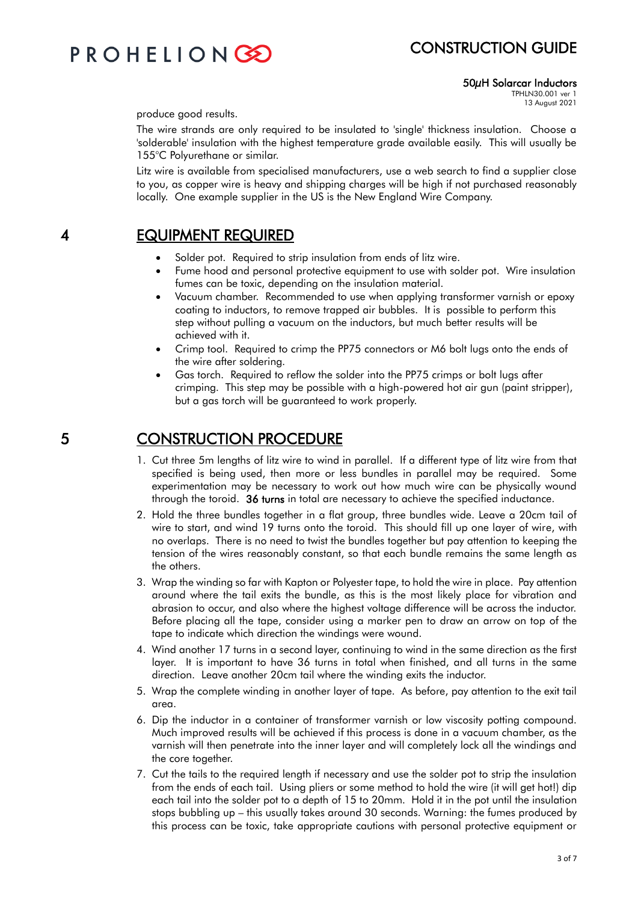produce good results.

The wire strands are only required to be insulated to 'single' thickness insulation. Choose a 'solderable' insulation with the highest temperature grade available easily. This will usually be 155°C Polyurethane or similar.

Litz wire is available from specialised manufacturers, use a web search to find a supplier close to you, as copper wire is heavy and shipping charges will be high if not purchased reasonably locally. One example supplier in the US is the New England Wire Company.

## 4 EQUIPMENT REQUIRED

- Solder pot. Required to strip insulation from ends of litz wire.
- Fume hood and personal protective equipment to use with solder pot. Wire insulation fumes can be toxic, depending on the insulation material.
- Vacuum chamber. Recommended to use when applying transformer varnish or epoxy coating to inductors, to remove trapped air bubbles. It is possible to perform this step without pulling a vacuum on the inductors, but much better results will be achieved with it.
- Crimp tool. Required to crimp the PP75 connectors or M6 bolt lugs onto the ends of the wire after soldering.
- Gas torch. Required to reflow the solder into the PP75 crimps or bolt lugs after crimping. This step may be possible with a high-powered hot air gun (paint stripper), but a gas torch will be guaranteed to work properly.

## 5 CONSTRUCTION PROCEDURE

1. Cut three 5m lengths of litz wire to wind in parallel. If a different type of litz wire from that specified is being used, then more or less bundles in parallel may be required. Some experimentation may be necessary to work out how much wire can be physically wound through the toroid. **36 turns** in total are necessary to achieve the specified inductance.
2. Hold the three bundles together in a flat group, three bundles wide. Leave a 20cm tail of wire to start, and wind 19 turns onto the toroid. This should fill up one layer of wire, with no overlaps. There is no need to twist the bundles together but pay attention to keeping the tension of the wires reasonably constant, so that each bundle remains the same length as the others.
3. Wrap the winding so far with Kapton or Polyester tape, to hold the wire in place. Pay attention around where the tail exits the bundle, as this is the most likely place for vibration and abrasion to occur, and also where the highest voltage difference will be across the inductor. Before placing all the tape, consider using a marker pen to draw an arrow on top of the tape to indicate which direction the windings were wound.
4. Wind another 17 turns in a second layer, continuing to wind in the same direction as the first layer. It is important to have 36 turns in total when finished, and all turns in the same direction. Leave another 20cm tail where the winding exits the inductor.
5. Wrap the complete winding in another layer of tape. As before, pay attention to the exit tail area.
6. Dip the inductor in a container of transformer varnish or low viscosity potting compound. Much improved results will be achieved if this process is done in a vacuum chamber, as the varnish will then penetrate into the inner layer and will completely lock all the windings and the core together.
7. Cut the tails to the required length if necessary and use the solder pot to strip the insulation from the ends of each tail. Using pliers or some method to hold the wire (it will get hot!) dip each tail into the solder pot to a depth of 15 to 20mm. Hold it in the pot until the insulation stops bubbling up – this usually takes around 30 seconds. Warning: the fumes produced by this process can be toxic, take appropriate cautions with personal protective equipment or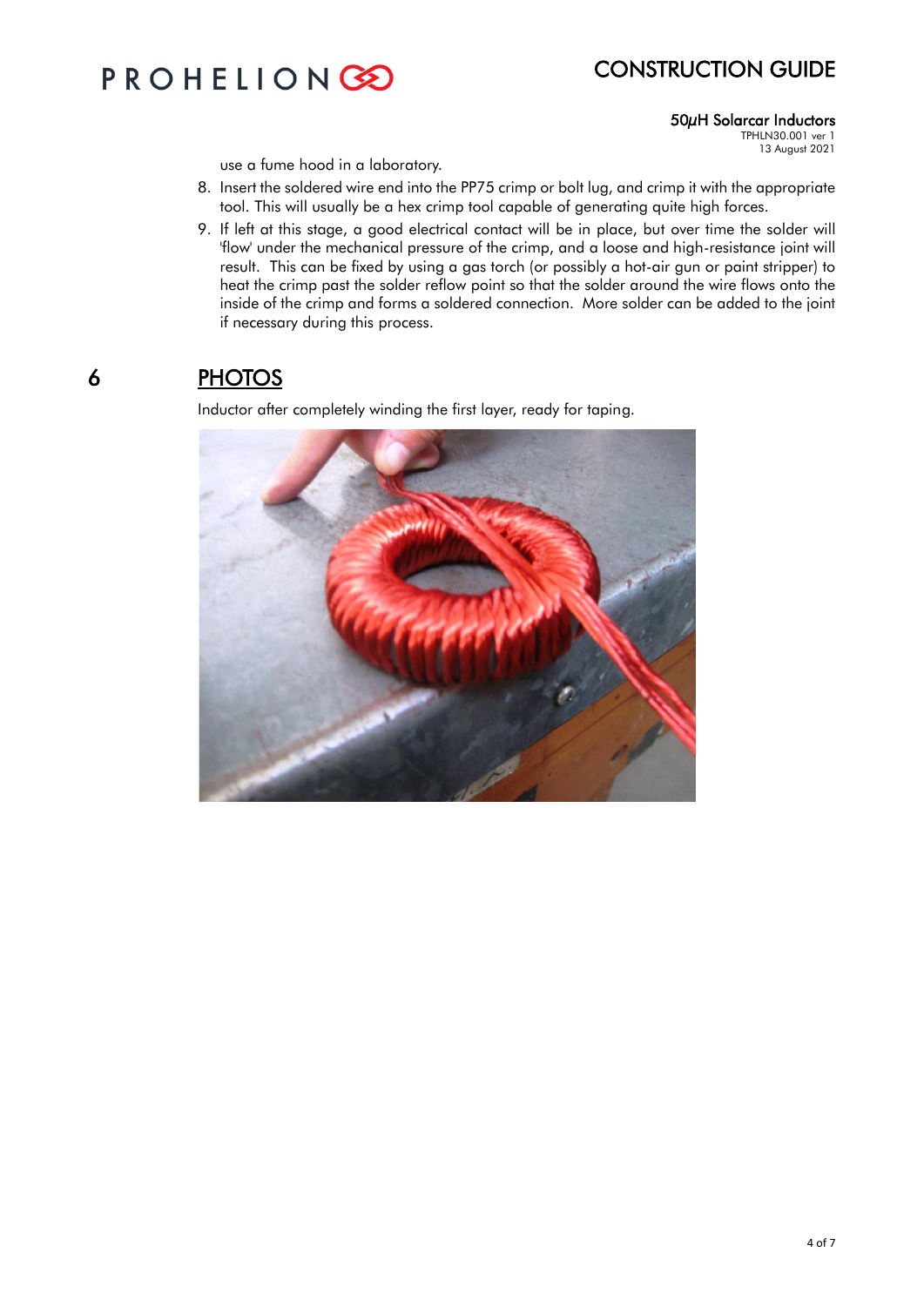use a fume hood in a laboratory.

8. Insert the soldered wire end into the PP75 crimp or bolt lug, and crimp it with the appropriate tool. This will usually be a hex crimp tool capable of generating quite high forces.
9. If left at this stage, a good electrical contact will be in place, but over time the solder will 'flow' under the mechanical pressure of the crimp, and a loose and high-resistance joint will result. This can be fixed by using a gas torch (or possibly a hot-air gun or paint stripper) to heat the crimp past the solder reflow point so that the solder around the wire flows onto the inside of the crimp and forms a soldered connection. More solder can be added to the joint if necessary during this process.

# 6 PHOTOS

Inductor after completely winding the first layer, ready for taping.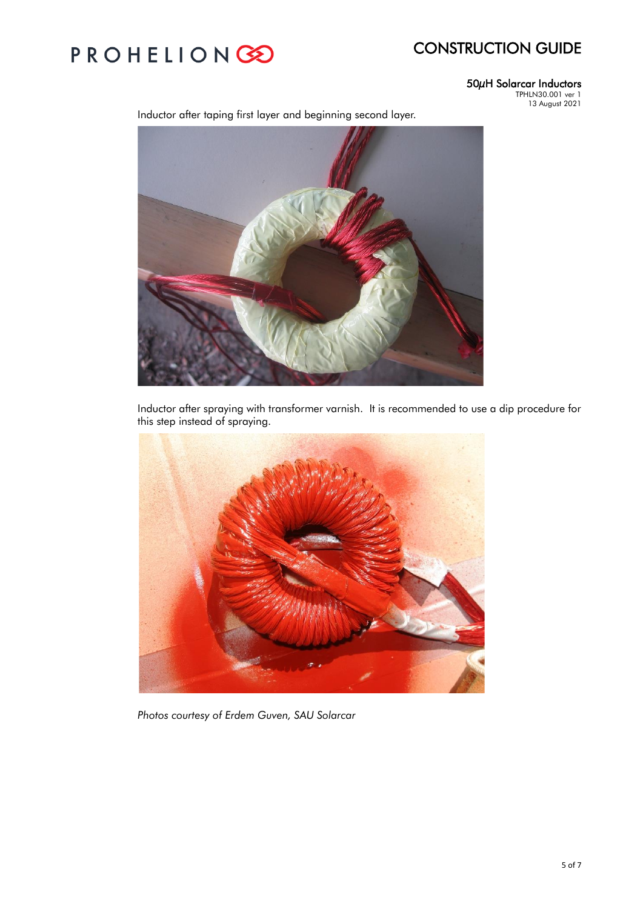Inductor after taping first layer and beginning second layer.

Inductor after spraying with transformer varnish. It is recommended to use a dip procedure for this step instead of spraying.

*Photos courtesy of Erdem Guven, SAU Solarcar*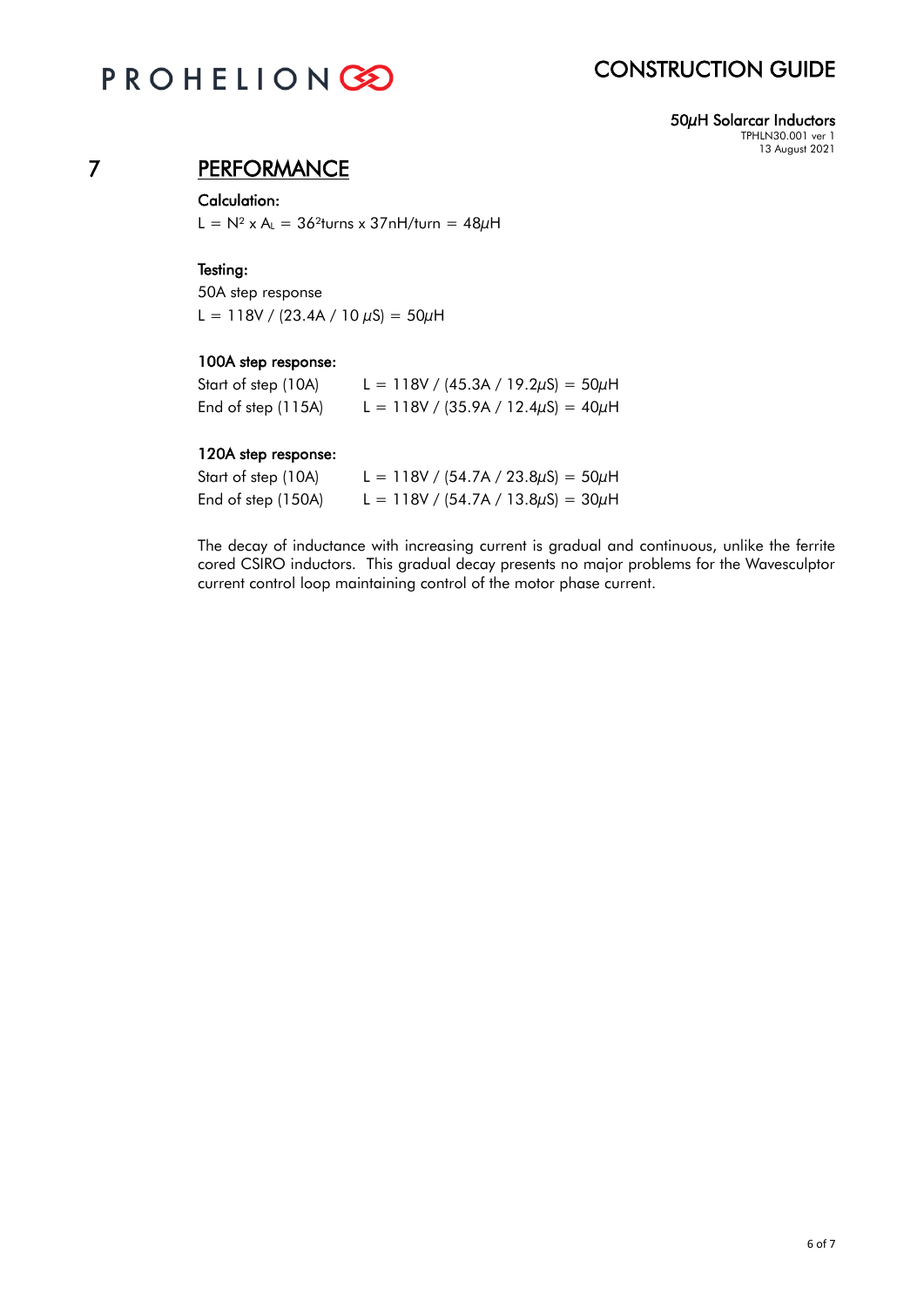# 7 PERFORMANCE

**Calculation:**

$L = N^2 \times A_L = 36^2\text{turns} \times 37\text{nH/turn} = 48\mu\text{H}$

**Testing:**

50A step response

$L = 118\text{V} / (23.4\text{A} / 10\ \mu\text{S}) = 50\mu\text{H}$

**100A step response:**

| | |
|---|---|
| Start of step (10A) | $L = 118\text{V} / (45.3\text{A} / 19.2\mu\text{S}) = 50\mu\text{H}$ |
| End of step (115A) | $L = 118\text{V} / (35.9\text{A} / 12.4\mu\text{S}) = 40\mu\text{H}$ |

**120A step response:**

| | |
|---|---|
| Start of step (10A) | $L = 118\text{V} / (54.7\text{A} / 23.8\mu\text{S}) = 50\mu\text{H}$ |
| End of step (150A) | $L = 118\text{V} / (54.7\text{A} / 13.8\mu\text{S}) = 30\mu\text{H}$ |

The decay of inductance with increasing current is gradual and continuous, unlike the ferrite cored CSIRO inductors. This gradual decay presents no major problems for the Wavesculptor current control loop maintaining control of the motor phase current.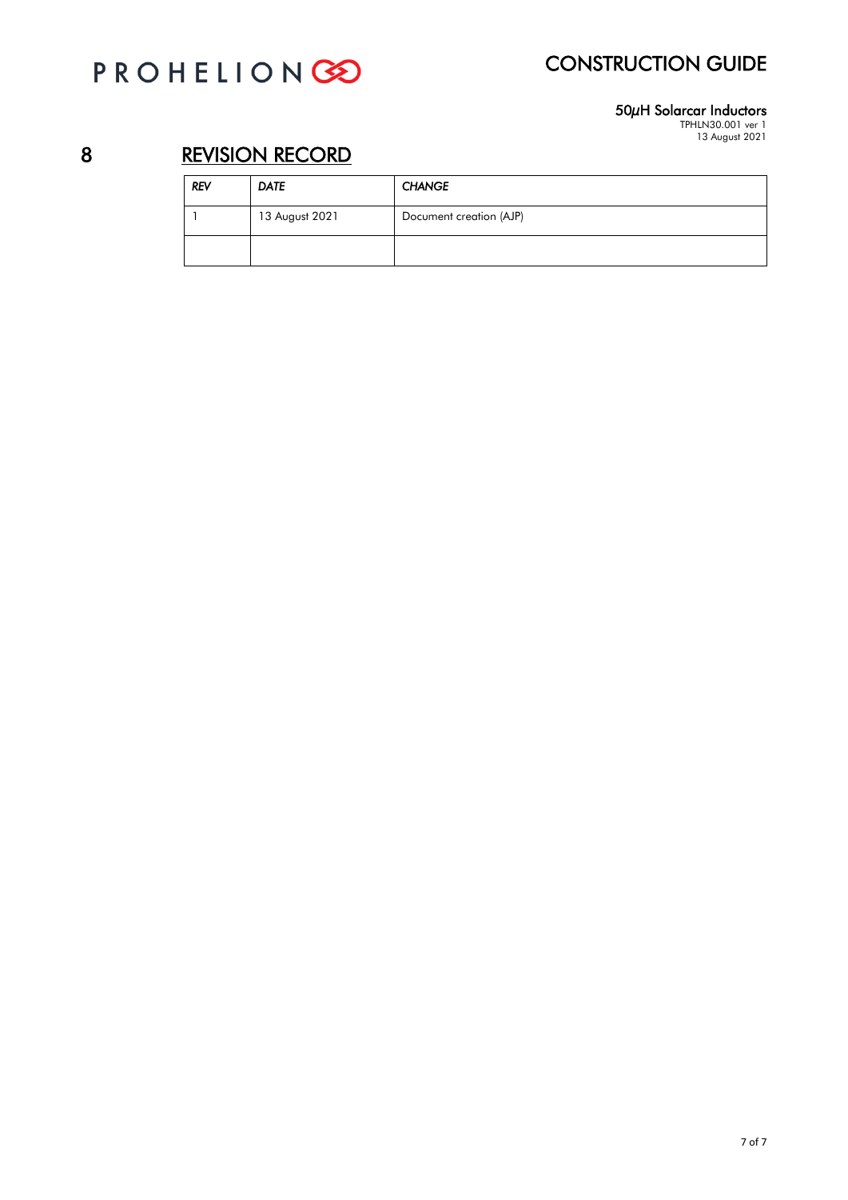# 8 REVISION RECORD

| *REV* | *DATE* | *CHANGE* |
|---|---|---|
| 1 | 13 August 2021 | Document creation (AJP) |
| | | |